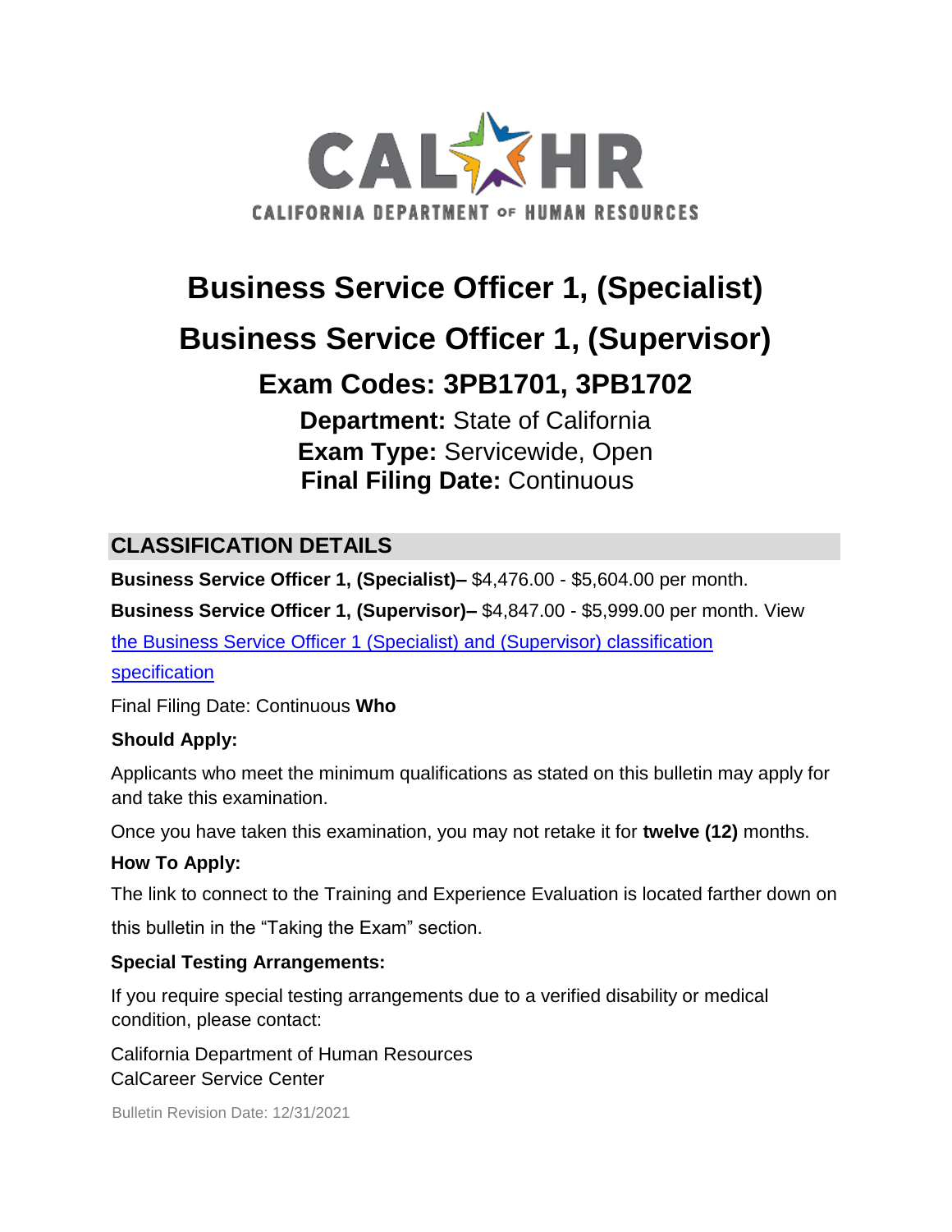# Business Service Officer 1, (Specialist)

# Business Service Officer 1, (Supervisor)

## Exam Codes: 3PB1701, 3PB1702

**Department:** State of California
**Exam Type:** Servicewide, Open
**Final Filing Date:** Continuous

## CLASSIFICATION DETAILS

**Business Service Officer 1, (Specialist)–** $4,476.00 - $5,604.00 per month.

**Business Service Officer 1, (Supervisor)–** $4,847.00 - $5,999.00 per month. View [the Business Service Officer 1 (Specialist) and (Supervisor) classification specification]

Final Filing Date: Continuous

### Who Should Apply:

Applicants who meet the minimum qualifications as stated on this bulletin may apply for and take this examination.

Once you have taken this examination, you may not retake it for **twelve (12)** months.

### How To Apply:

The link to connect to the Training and Experience Evaluation is located farther down on this bulletin in the "Taking the Exam" section.

### Special Testing Arrangements:

If you require special testing arrangements due to a verified disability or medical condition, please contact:

California Department of Human Resources
CalCareer Service Center

Bulletin Revision Date: 12/31/2021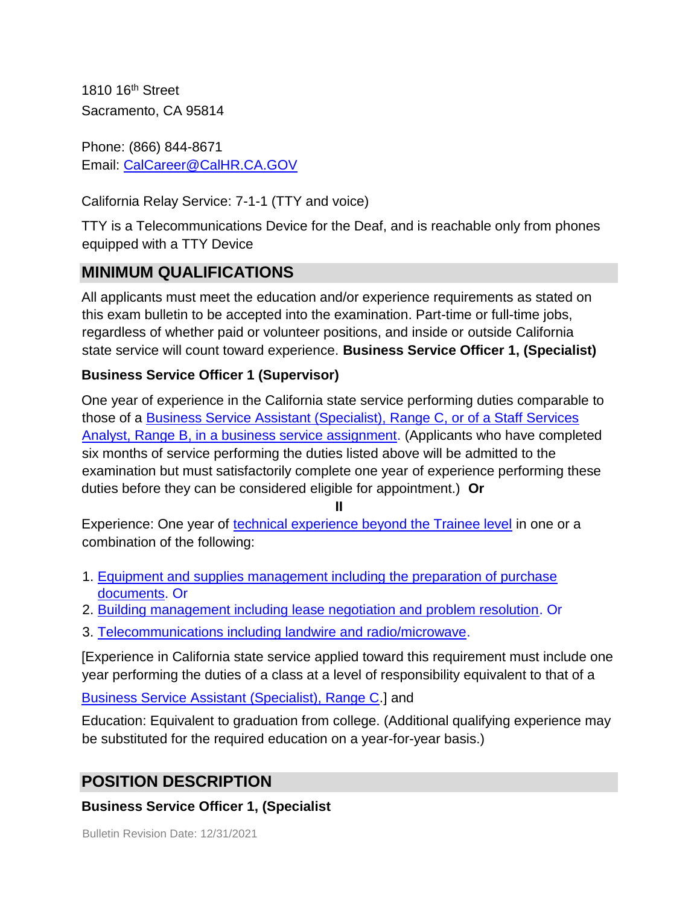1810 16th Street
Sacramento, CA 95814

Phone: (866) 844-8671
Email: CalCareer@CalHR.CA.GOV

California Relay Service: 7-1-1 (TTY and voice)

TTY is a Telecommunications Device for the Deaf, and is reachable only from phones equipped with a TTY Device

## MINIMUM QUALIFICATIONS

All applicants must meet the education and/or experience requirements as stated on this exam bulletin to be accepted into the examination. Part-time or full-time jobs, regardless of whether paid or volunteer positions, and inside or outside California state service will count toward experience. **Business Service Officer 1, (Specialist)**

**Business Service Officer 1 (Supervisor)**

One year of experience in the California state service performing duties comparable to those of a Business Service Assistant (Specialist), Range C, or of a Staff Services Analyst, Range B, in a business service assignment. (Applicants who have completed six months of service performing the duties listed above will be admitted to the examination but must satisfactorily complete one year of experience performing these duties before they can be considered eligible for appointment.) **Or**

**II**

Experience: One year of technical experience beyond the Trainee level in one or a combination of the following:

1. Equipment and supplies management including the preparation of purchase documents. Or
2. Building management including lease negotiation and problem resolution. Or
3. Telecommunications including landwire and radio/microwave.

[Experience in California state service applied toward this requirement must include one year performing the duties of a class at a level of responsibility equivalent to that of a Business Service Assistant (Specialist), Range C.] and

Education: Equivalent to graduation from college. (Additional qualifying experience may be substituted for the required education on a year-for-year basis.)

## POSITION DESCRIPTION

**Business Service Officer 1, (Specialist**

Bulletin Revision Date: 12/31/2021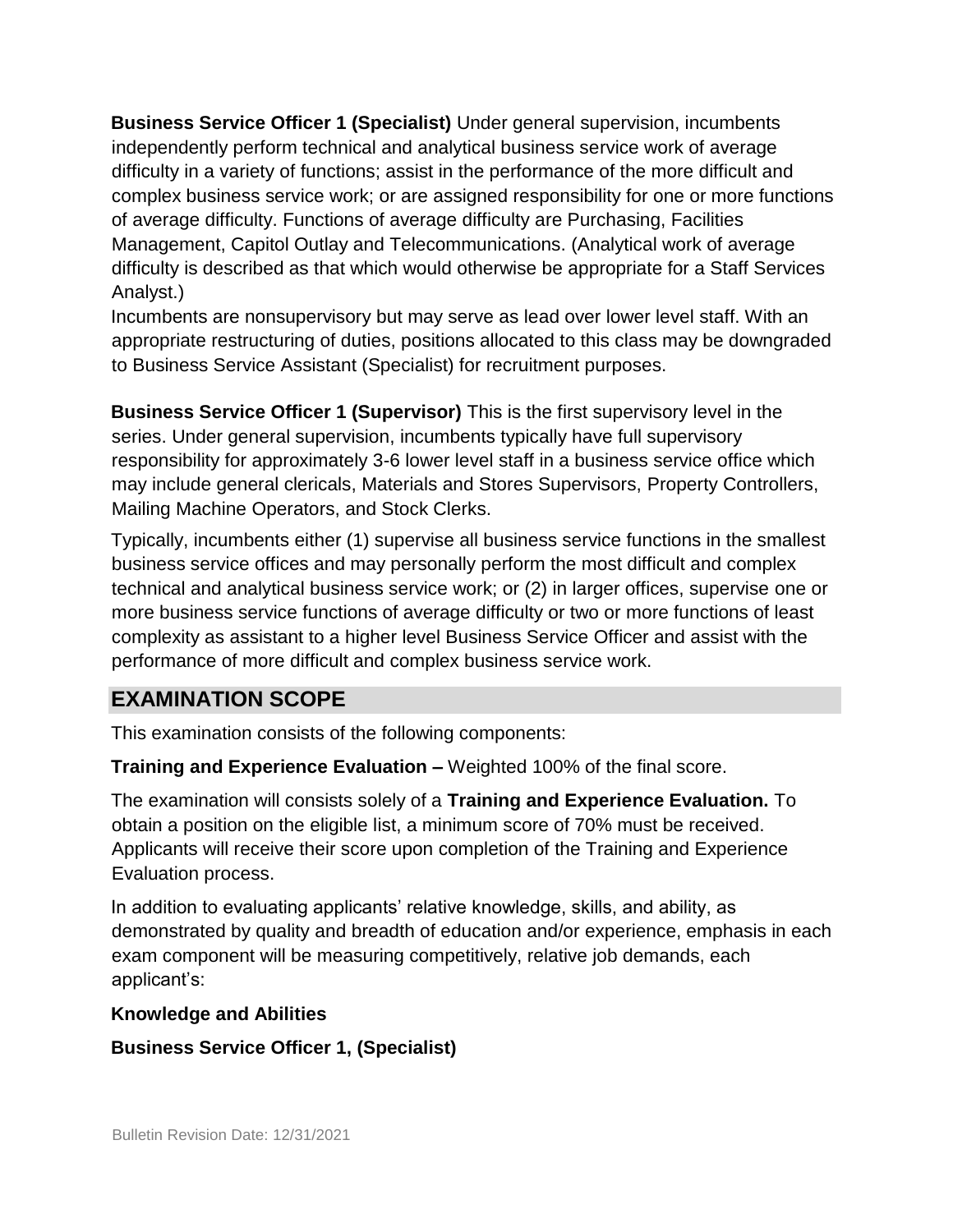**Business Service Officer 1 (Specialist)** Under general supervision, incumbents independently perform technical and analytical business service work of average difficulty in a variety of functions; assist in the performance of the more difficult and complex business service work; or are assigned responsibility for one or more functions of average difficulty. Functions of average difficulty are Purchasing, Facilities Management, Capitol Outlay and Telecommunications. (Analytical work of average difficulty is described as that which would otherwise be appropriate for a Staff Services Analyst.)

Incumbents are nonsupervisory but may serve as lead over lower level staff. With an appropriate restructuring of duties, positions allocated to this class may be downgraded to Business Service Assistant (Specialist) for recruitment purposes.

**Business Service Officer 1 (Supervisor)** This is the first supervisory level in the series. Under general supervision, incumbents typically have full supervisory responsibility for approximately 3-6 lower level staff in a business service office which may include general clericals, Materials and Stores Supervisors, Property Controllers, Mailing Machine Operators, and Stock Clerks.

Typically, incumbents either (1) supervise all business service functions in the smallest business service offices and may personally perform the most difficult and complex technical and analytical business service work; or (2) in larger offices, supervise one or more business service functions of average difficulty or two or more functions of least complexity as assistant to a higher level Business Service Officer and assist with the performance of more difficult and complex business service work.

## EXAMINATION SCOPE

This examination consists of the following components:

**Training and Experience Evaluation –** Weighted 100% of the final score.

The examination will consists solely of a **Training and Experience Evaluation.** To obtain a position on the eligible list, a minimum score of 70% must be received. Applicants will receive their score upon completion of the Training and Experience Evaluation process.

In addition to evaluating applicants' relative knowledge, skills, and ability, as demonstrated by quality and breadth of education and/or experience, emphasis in each exam component will be measuring competitively, relative job demands, each applicant's:

**Knowledge and Abilities**

**Business Service Officer 1, (Specialist)**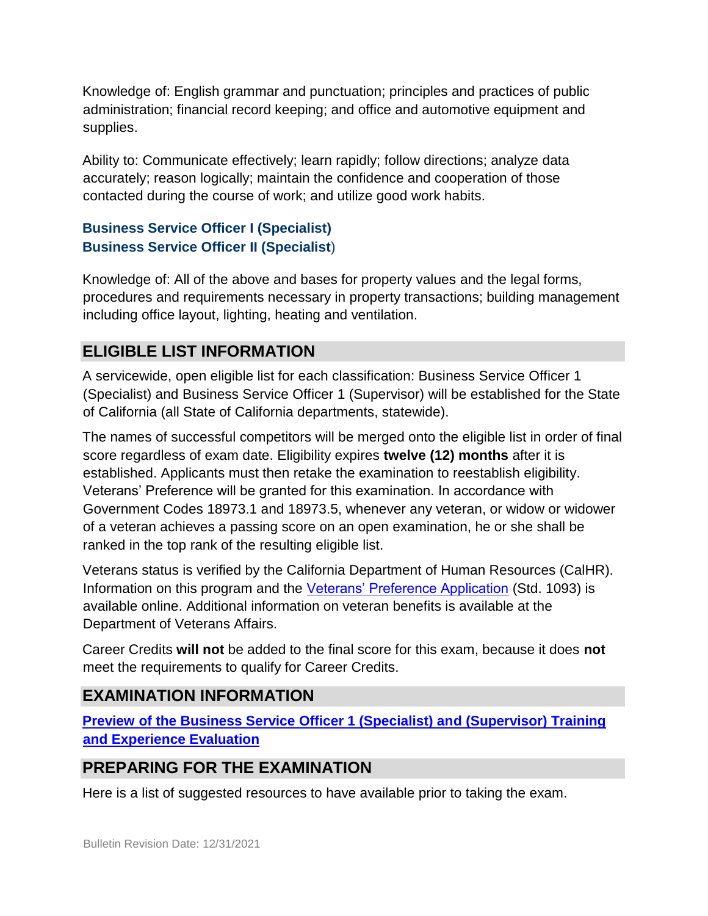Knowledge of: English grammar and punctuation; principles and practices of public administration; financial record keeping; and office and automotive equipment and supplies.

Ability to: Communicate effectively; learn rapidly; follow directions; analyze data accurately; reason logically; maintain the confidence and cooperation of those contacted during the course of work; and utilize good work habits.

### Business Service Officer I (Specialist)
### Business Service Officer II (Specialist)

Knowledge of: All of the above and bases for property values and the legal forms, procedures and requirements necessary in property transactions; building management including office layout, lighting, heating and ventilation.

## ELIGIBLE LIST INFORMATION

A servicewide, open eligible list for each classification: Business Service Officer 1 (Specialist) and Business Service Officer 1 (Supervisor) will be established for the State of California (all State of California departments, statewide).

The names of successful competitors will be merged onto the eligible list in order of final score regardless of exam date. Eligibility expires **twelve (12) months** after it is established. Applicants must then retake the examination to reestablish eligibility. Veterans' Preference will be granted for this examination. In accordance with Government Codes 18973.1 and 18973.5, whenever any veteran, or widow or widower of a veteran achieves a passing score on an open examination, he or she shall be ranked in the top rank of the resulting eligible list.

Veterans status is verified by the California Department of Human Resources (CalHR). Information on this program and the Veterans' Preference Application (Std. 1093) is available online. Additional information on veteran benefits is available at the Department of Veterans Affairs.

Career Credits **will not** be added to the final score for this exam, because it does **not** meet the requirements to qualify for Career Credits.

## EXAMINATION INFORMATION

**Preview of the Business Service Officer 1 (Specialist) and (Supervisor) Training and Experience Evaluation**

## PREPARING FOR THE EXAMINATION

Here is a list of suggested resources to have available prior to taking the exam.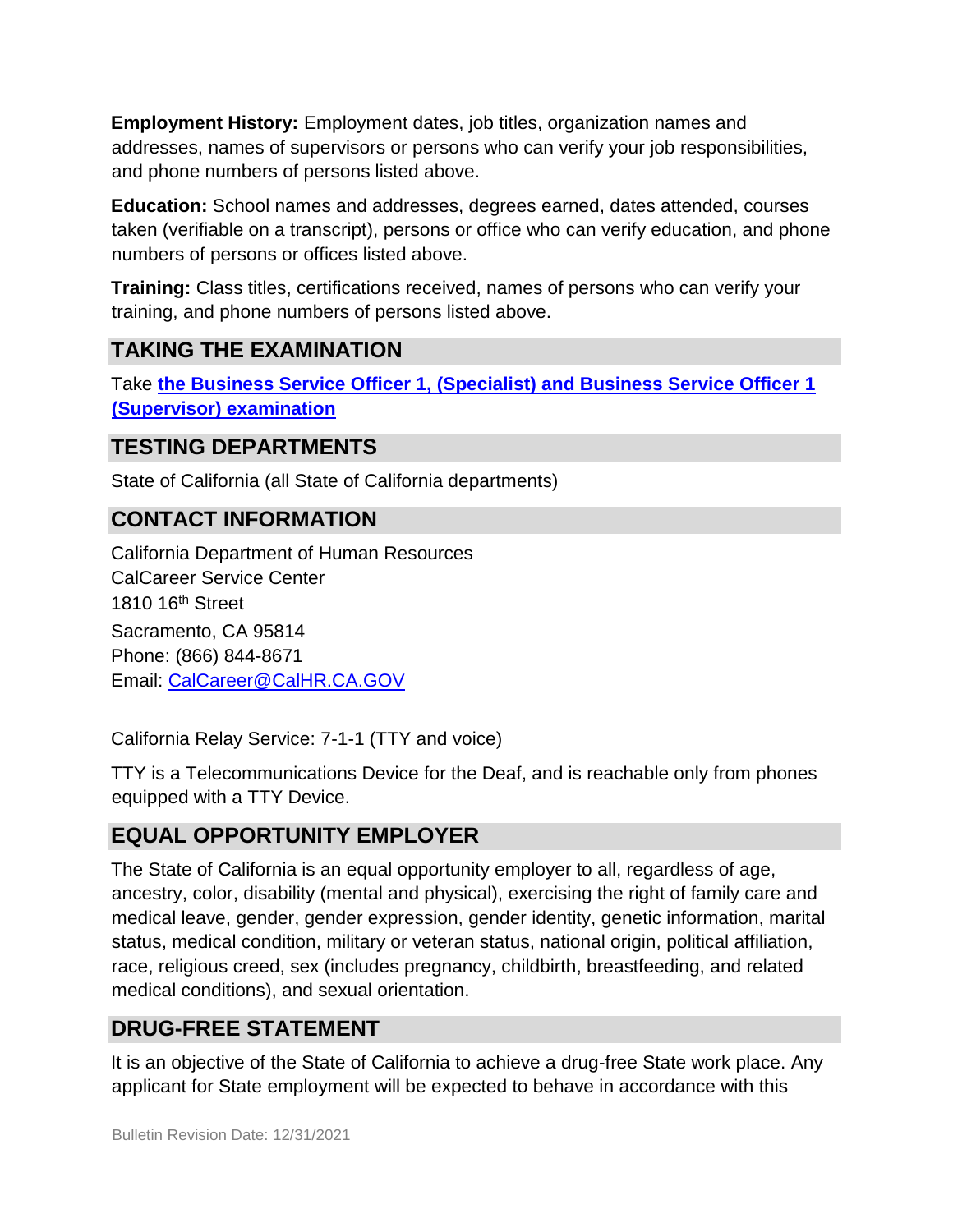**Employment History:** Employment dates, job titles, organization names and addresses, names of supervisors or persons who can verify your job responsibilities, and phone numbers of persons listed above.

**Education:** School names and addresses, degrees earned, dates attended, courses taken (verifiable on a transcript), persons or office who can verify education, and phone numbers of persons or offices listed above.

**Training:** Class titles, certifications received, names of persons who can verify your training, and phone numbers of persons listed above.

## TAKING THE EXAMINATION

Take **the Business Service Officer 1, (Specialist) and Business Service Officer 1 (Supervisor) examination**

## TESTING DEPARTMENTS

State of California (all State of California departments)

## CONTACT INFORMATION

California Department of Human Resources
CalCareer Service Center
1810 16th Street
Sacramento, CA 95814
Phone: (866) 844-8671
Email: CalCareer@CalHR.CA.GOV

California Relay Service: 7-1-1 (TTY and voice)

TTY is a Telecommunications Device for the Deaf, and is reachable only from phones equipped with a TTY Device.

## EQUAL OPPORTUNITY EMPLOYER

The State of California is an equal opportunity employer to all, regardless of age, ancestry, color, disability (mental and physical), exercising the right of family care and medical leave, gender, gender expression, gender identity, genetic information, marital status, medical condition, military or veteran status, national origin, political affiliation, race, religious creed, sex (includes pregnancy, childbirth, breastfeeding, and related medical conditions), and sexual orientation.

## DRUG-FREE STATEMENT

It is an objective of the State of California to achieve a drug-free State work place. Any applicant for State employment will be expected to behave in accordance with this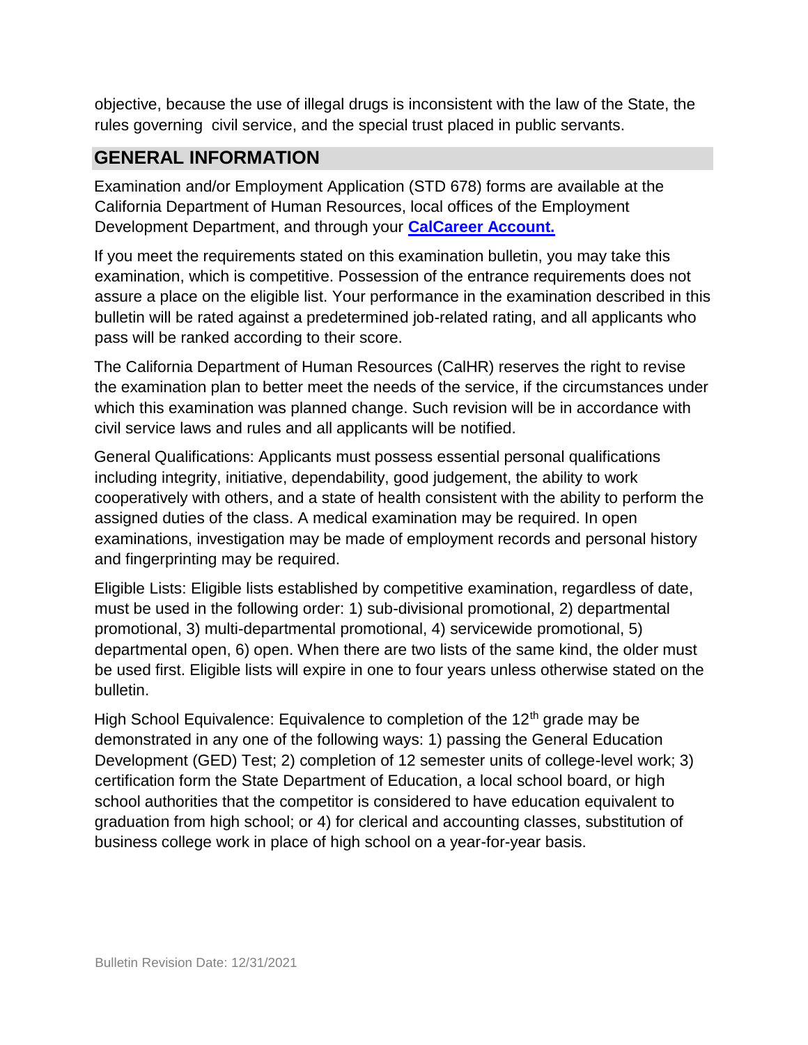objective, because the use of illegal drugs is inconsistent with the law of the State, the rules governing civil service, and the special trust placed in public servants.

## GENERAL INFORMATION

Examination and/or Employment Application (STD 678) forms are available at the California Department of Human Resources, local offices of the Employment Development Department, and through your **CalCareer Account.**

If you meet the requirements stated on this examination bulletin, you may take this examination, which is competitive. Possession of the entrance requirements does not assure a place on the eligible list. Your performance in the examination described in this bulletin will be rated against a predetermined job-related rating, and all applicants who pass will be ranked according to their score.

The California Department of Human Resources (CalHR) reserves the right to revise the examination plan to better meet the needs of the service, if the circumstances under which this examination was planned change. Such revision will be in accordance with civil service laws and rules and all applicants will be notified.

General Qualifications: Applicants must possess essential personal qualifications including integrity, initiative, dependability, good judgement, the ability to work cooperatively with others, and a state of health consistent with the ability to perform the assigned duties of the class. A medical examination may be required. In open examinations, investigation may be made of employment records and personal history and fingerprinting may be required.

Eligible Lists: Eligible lists established by competitive examination, regardless of date, must be used in the following order: 1) sub-divisional promotional, 2) departmental promotional, 3) multi-departmental promotional, 4) servicewide promotional, 5) departmental open, 6) open. When there are two lists of the same kind, the older must be used first. Eligible lists will expire in one to four years unless otherwise stated on the bulletin.

High School Equivalence: Equivalence to completion of the 12th grade may be demonstrated in any one of the following ways: 1) passing the General Education Development (GED) Test; 2) completion of 12 semester units of college-level work; 3) certification form the State Department of Education, a local school board, or high school authorities that the competitor is considered to have education equivalent to graduation from high school; or 4) for clerical and accounting classes, substitution of business college work in place of high school on a year-for-year basis.

Bulletin Revision Date: 12/31/2021